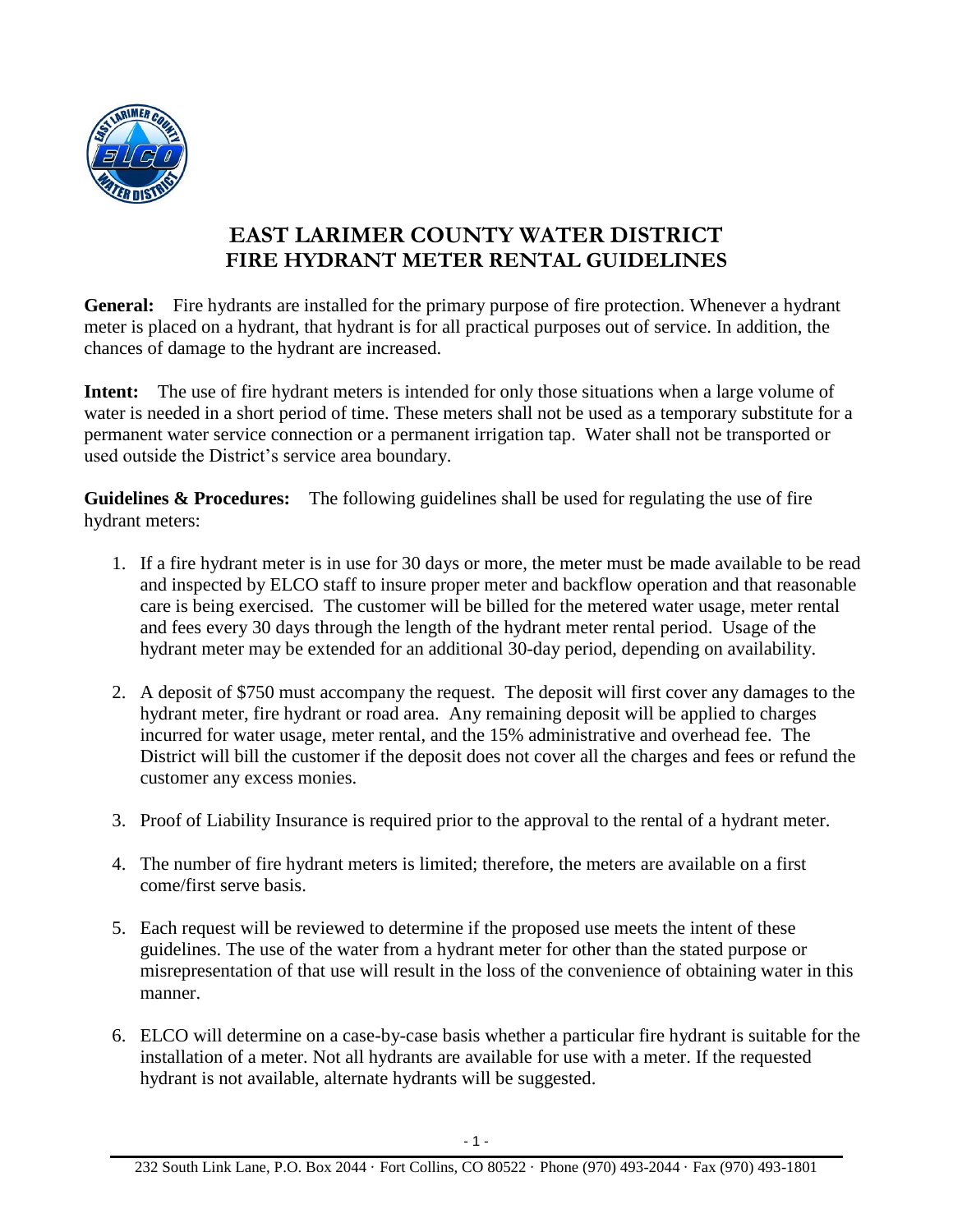# EAST LARIMER COUNTY WATER DISTRICT
# FIRE HYDRANT METER RENTAL GUIDELINES

**General:** Fire hydrants are installed for the primary purpose of fire protection. Whenever a hydrant meter is placed on a hydrant, that hydrant is for all practical purposes out of service. In addition, the chances of damage to the hydrant are increased.

**Intent:** The use of fire hydrant meters is intended for only those situations when a large volume of water is needed in a short period of time. These meters shall not be used as a temporary substitute for a permanent water service connection or a permanent irrigation tap. Water shall not be transported or used outside the District's service area boundary.

**Guidelines & Procedures:** The following guidelines shall be used for regulating the use of fire hydrant meters:

1. If a fire hydrant meter is in use for 30 days or more, the meter must be made available to be read and inspected by ELCO staff to insure proper meter and backflow operation and that reasonable care is being exercised. The customer will be billed for the metered water usage, meter rental and fees every 30 days through the length of the hydrant meter rental period. Usage of the hydrant meter may be extended for an additional 30-day period, depending on availability.

2. A deposit of $750 must accompany the request. The deposit will first cover any damages to the hydrant meter, fire hydrant or road area. Any remaining deposit will be applied to charges incurred for water usage, meter rental, and the 15% administrative and overhead fee. The District will bill the customer if the deposit does not cover all the charges and fees or refund the customer any excess monies.

3. Proof of Liability Insurance is required prior to the approval to the rental of a hydrant meter.

4. The number of fire hydrant meters is limited; therefore, the meters are available on a first come/first serve basis.

5. Each request will be reviewed to determine if the proposed use meets the intent of these guidelines. The use of the water from a hydrant meter for other than the stated purpose or misrepresentation of that use will result in the loss of the convenience of obtaining water in this manner.

6. ELCO will determine on a case-by-case basis whether a particular fire hydrant is suitable for the installation of a meter. Not all hydrants are available for use with a meter. If the requested hydrant is not available, alternate hydrants will be suggested.

232 South Link Lane, P.O. Box 2044 · Fort Collins, CO 80522 · Phone (970) 493-2044 · Fax (970) 493-1801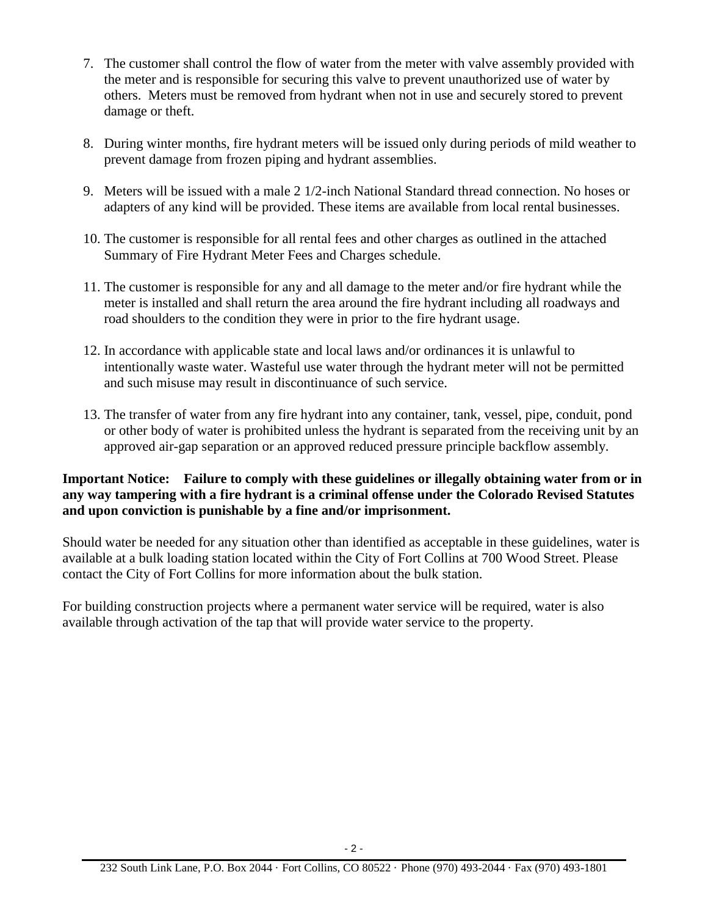7. The customer shall control the flow of water from the meter with valve assembly provided with the meter and is responsible for securing this valve to prevent unauthorized use of water by others. Meters must be removed from hydrant when not in use and securely stored to prevent damage or theft.

8. During winter months, fire hydrant meters will be issued only during periods of mild weather to prevent damage from frozen piping and hydrant assemblies.

9. Meters will be issued with a male 2 1/2-inch National Standard thread connection. No hoses or adapters of any kind will be provided. These items are available from local rental businesses.

10. The customer is responsible for all rental fees and other charges as outlined in the attached Summary of Fire Hydrant Meter Fees and Charges schedule.

11. The customer is responsible for any and all damage to the meter and/or fire hydrant while the meter is installed and shall return the area around the fire hydrant including all roadways and road shoulders to the condition they were in prior to the fire hydrant usage.

12. In accordance with applicable state and local laws and/or ordinances it is unlawful to intentionally waste water. Wasteful use water through the hydrant meter will not be permitted and such misuse may result in discontinuance of such service.

13. The transfer of water from any fire hydrant into any container, tank, vessel, pipe, conduit, pond or other body of water is prohibited unless the hydrant is separated from the receiving unit by an approved air-gap separation or an approved reduced pressure principle backflow assembly.

**Important Notice: Failure to comply with these guidelines or illegally obtaining water from or in any way tampering with a fire hydrant is a criminal offense under the Colorado Revised Statutes and upon conviction is punishable by a fine and/or imprisonment.**

Should water be needed for any situation other than identified as acceptable in these guidelines, water is available at a bulk loading station located within the City of Fort Collins at 700 Wood Street. Please contact the City of Fort Collins for more information about the bulk station.

For building construction projects where a permanent water service will be required, water is also available through activation of the tap that will provide water service to the property.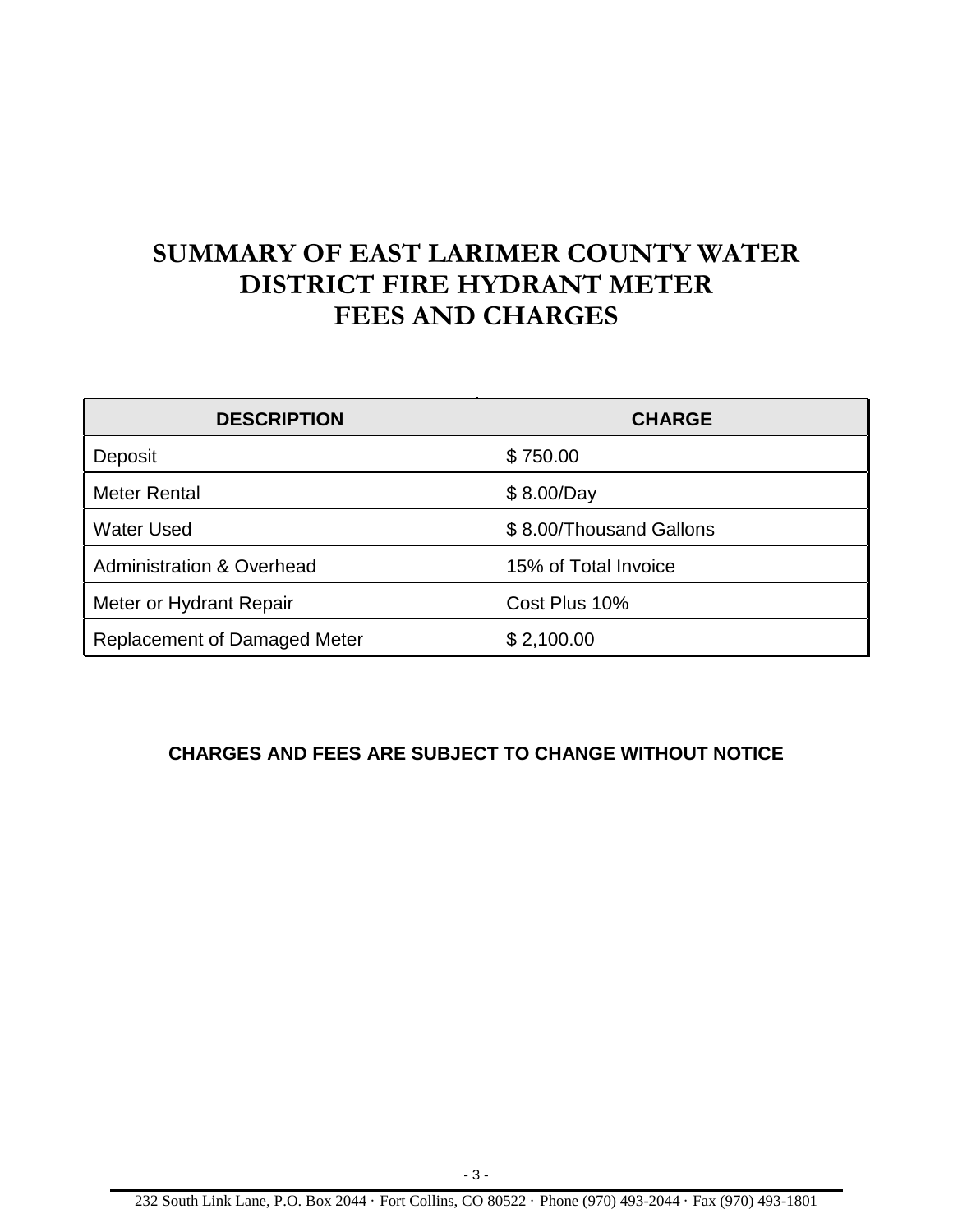# SUMMARY OF EAST LARIMER COUNTY WATER DISTRICT FIRE HYDRANT METER FEES AND CHARGES

| DESCRIPTION | CHARGE |
|---|---|
| Deposit | $ 750.00 |
| Meter Rental | $ 8.00/Day |
| Water Used | $ 8.00/Thousand Gallons |
| Administration & Overhead | 15% of Total Invoice |
| Meter or Hydrant Repair | Cost Plus 10% |
| Replacement of Damaged Meter | $ 2,100.00 |

**CHARGES AND FEES ARE SUBJECT TO CHANGE WITHOUT NOTICE**

232 South Link Lane, P.O. Box 2044 · Fort Collins, CO 80522 · Phone (970) 493-2044 · Fax (970) 493-1801